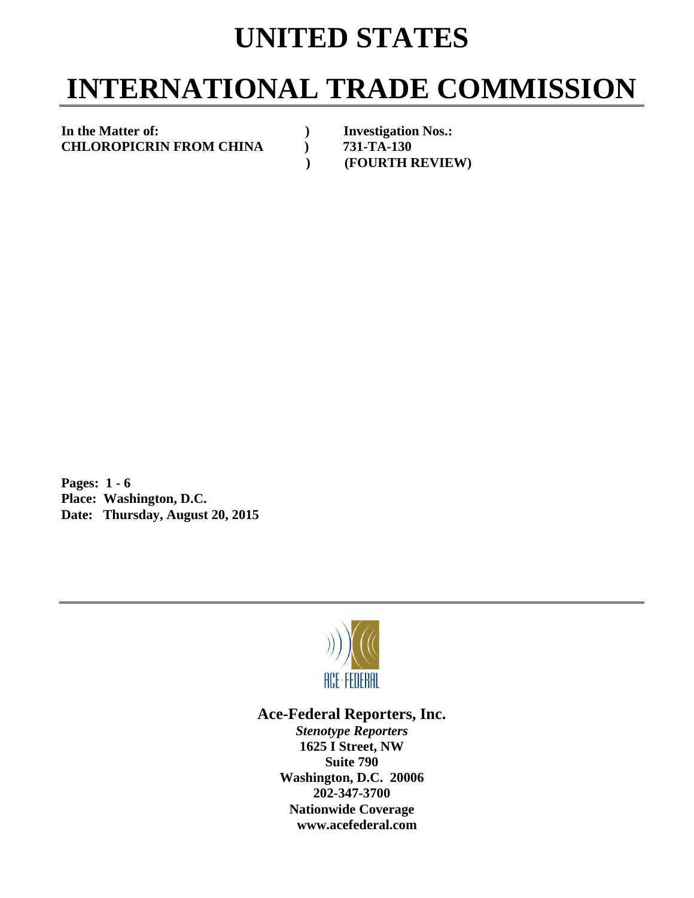# UNITED STATES

# INTERNATIONAL TRADE COMMISSION

| | | |
|---|---|---|
| **In the Matter of:** | **)** | **Investigation Nos.:** |
| **CHLOROPICRIN FROM CHINA** | **)** | **731-TA-130** |
| | **)** | **(FOURTH REVIEW)** |

**Pages: 1 - 6**
**Place: Washington, D.C.**
**Date: Thursday, August 20, 2015**

ACE·FEDERAL

**Ace-Federal Reporters, Inc.**
***Stenotype Reporters***
**1625 I Street, NW**
**Suite 790**
**Washington, D.C. 20006**
**202-347-3700**
**Nationwide Coverage**
**www.acefederal.com**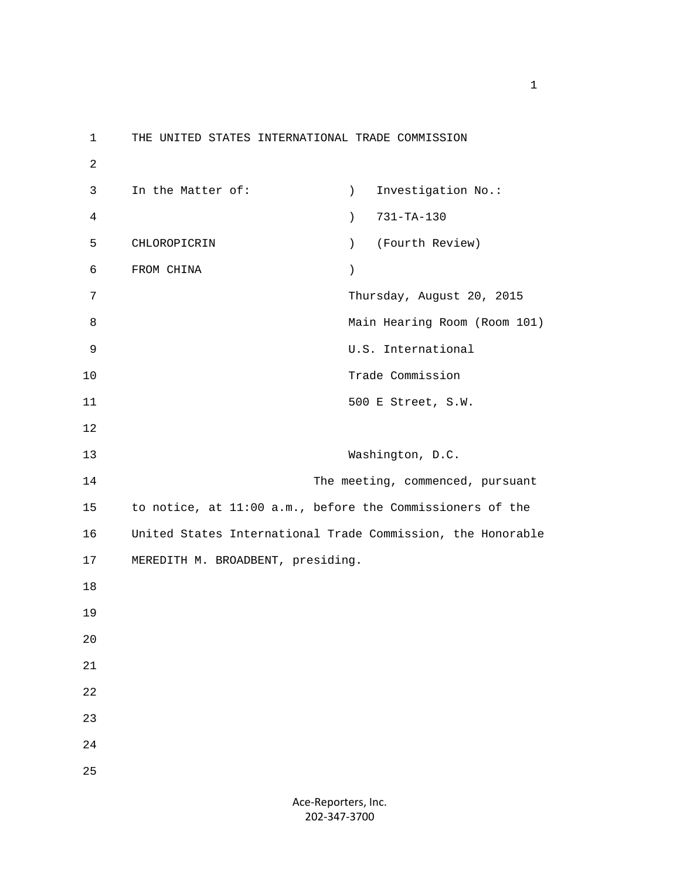THE UNITED STATES INTERNATIONAL TRADE COMMISSION

In the Matter of: ) Investigation No.:
) 731-TA-130
CHLOROPICRIN ) (Fourth Review)
FROM CHINA )

Thursday, August 20, 2015
Main Hearing Room (Room 101)
U.S. International
Trade Commission
500 E Street, S.W.

Washington, D.C.

The meeting, commenced, pursuant to notice, at 11:00 a.m., before the Commissioners of the United States International Trade Commission, the Honorable MEREDITH M. BROADBENT, presiding.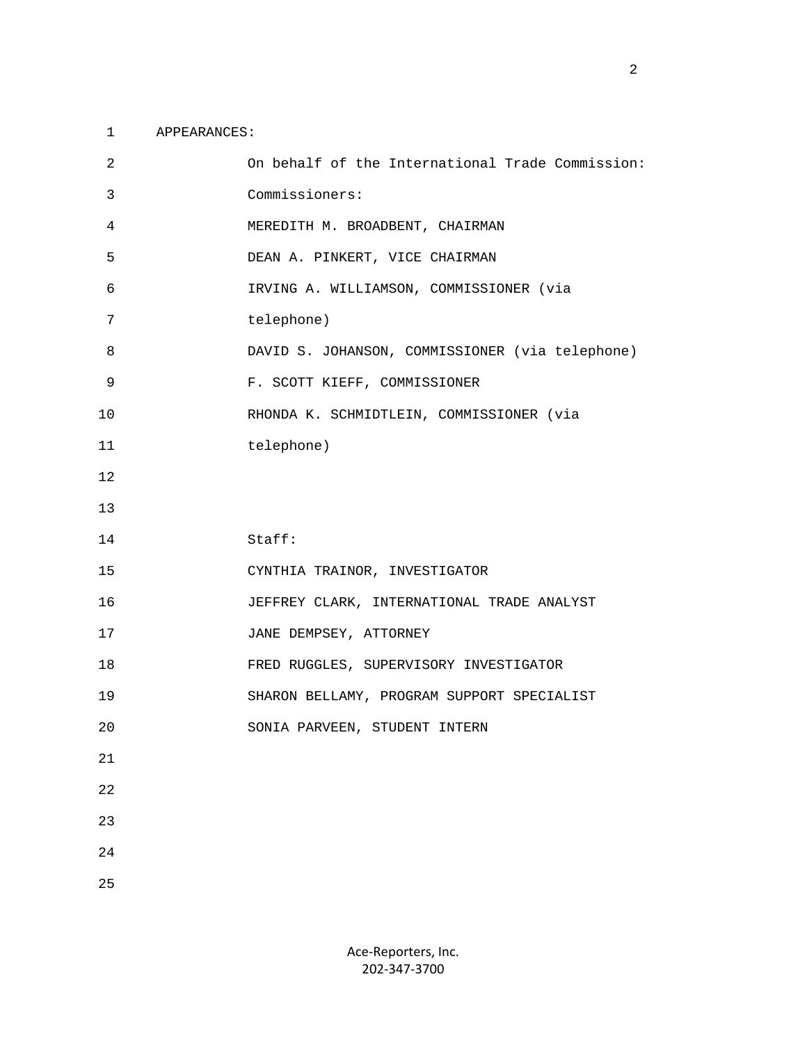APPEARANCES:

On behalf of the International Trade Commission:

Commissioners:

MEREDITH M. BROADBENT, CHAIRMAN

DEAN A. PINKERT, VICE CHAIRMAN

IRVING A. WILLIAMSON, COMMISSIONER (via telephone)

DAVID S. JOHANSON, COMMISSIONER (via telephone)

F. SCOTT KIEFF, COMMISSIONER

RHONDA K. SCHMIDTLEIN, COMMISSIONER (via telephone)

Staff:

CYNTHIA TRAINOR, INVESTIGATOR

JEFFREY CLARK, INTERNATIONAL TRADE ANALYST

JANE DEMPSEY, ATTORNEY

FRED RUGGLES, SUPERVISORY INVESTIGATOR

SHARON BELLAMY, PROGRAM SUPPORT SPECIALIST

SONIA PARVEEN, STUDENT INTERN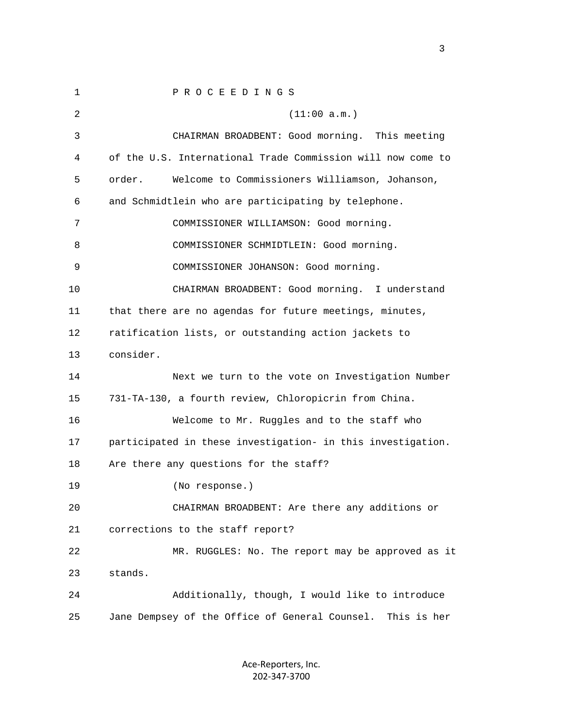P R O C E E D I N G S

(11:00 a.m.)

CHAIRMAN BROADBENT: Good morning. This meeting of the U.S. International Trade Commission will now come to order. Welcome to Commissioners Williamson, Johanson, and Schmidtlein who are participating by telephone.

COMMISSIONER WILLIAMSON: Good morning.

COMMISSIONER SCHMIDTLEIN: Good morning.

COMMISSIONER JOHANSON: Good morning.

CHAIRMAN BROADBENT: Good morning. I understand that there are no agendas for future meetings, minutes, ratification lists, or outstanding action jackets to consider.

Next we turn to the vote on Investigation Number 731-TA-130, a fourth review, Chloropicrin from China.

Welcome to Mr. Ruggles and to the staff who participated in these investigation- in this investigation. Are there any questions for the staff?

(No response.)

CHAIRMAN BROADBENT: Are there any additions or corrections to the staff report?

MR. RUGGLES: No. The report may be approved as it stands.

Additionally, though, I would like to introduce Jane Dempsey of the Office of General Counsel. This is her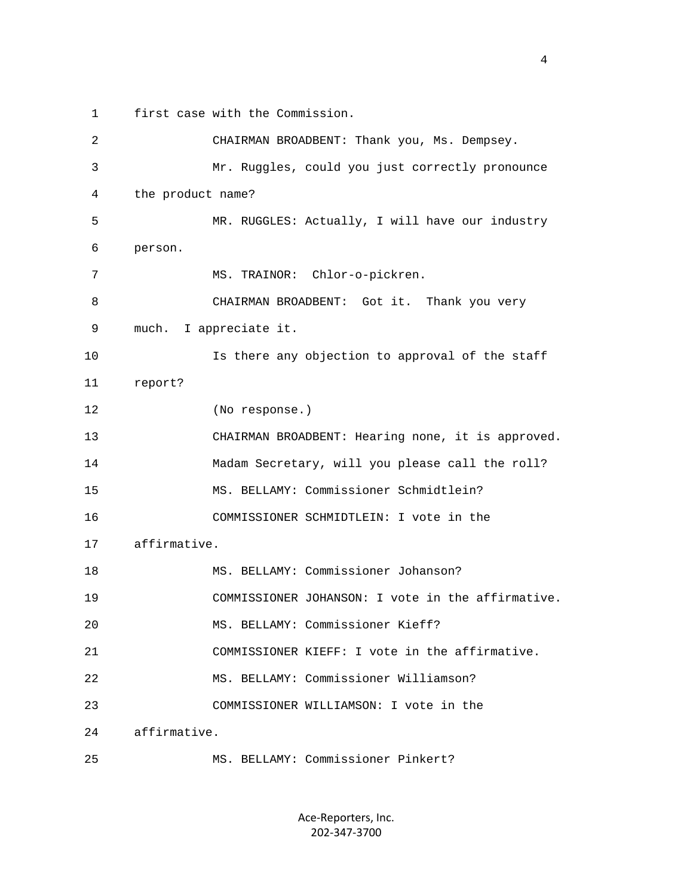first case with the Commission.

CHAIRMAN BROADBENT: Thank you, Ms. Dempsey.

Mr. Ruggles, could you just correctly pronounce the product name?

MR. RUGGLES: Actually, I will have our industry person.

MS. TRAINOR: Chlor-o-pickren.

CHAIRMAN BROADBENT: Got it. Thank you very much. I appreciate it.

Is there any objection to approval of the staff report?

(No response.)

CHAIRMAN BROADBENT: Hearing none, it is approved.

Madam Secretary, will you please call the roll?

MS. BELLAMY: Commissioner Schmidtlein?

COMMISSIONER SCHMIDTLEIN: I vote in the affirmative.

MS. BELLAMY: Commissioner Johanson?

COMMISSIONER JOHANSON: I vote in the affirmative.

MS. BELLAMY: Commissioner Kieff?

COMMISSIONER KIEFF: I vote in the affirmative.

MS. BELLAMY: Commissioner Williamson?

COMMISSIONER WILLIAMSON: I vote in the affirmative.

MS. BELLAMY: Commissioner Pinkert?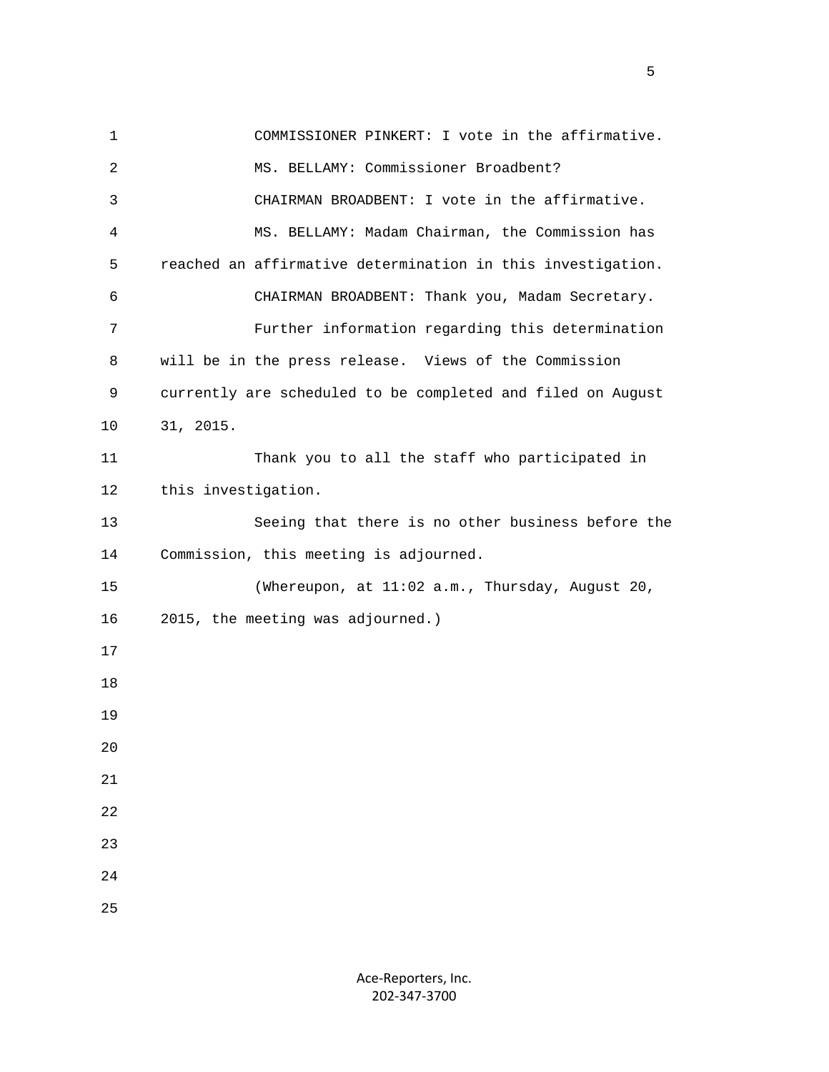COMMISSIONER PINKERT: I vote in the affirmative.

MS. BELLAMY: Commissioner Broadbent?

CHAIRMAN BROADBENT: I vote in the affirmative.

MS. BELLAMY: Madam Chairman, the Commission has reached an affirmative determination in this investigation.

CHAIRMAN BROADBENT: Thank you, Madam Secretary.

Further information regarding this determination will be in the press release. Views of the Commission currently are scheduled to be completed and filed on August 31, 2015.

Thank you to all the staff who participated in this investigation.

Seeing that there is no other business before the Commission, this meeting is adjourned.

(Whereupon, at 11:02 a.m., Thursday, August 20, 2015, the meeting was adjourned.)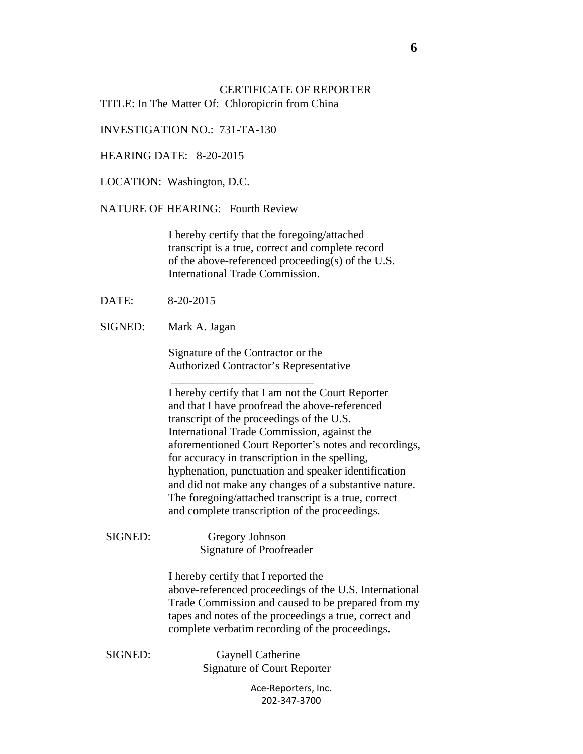# CERTIFICATE OF REPORTER

TITLE: In The Matter Of: Chloropicrin from China

INVESTIGATION NO.: 731-TA-130

HEARING DATE: 8-20-2015

LOCATION: Washington, D.C.

NATURE OF HEARING: Fourth Review

I hereby certify that the foregoing/attached transcript is a true, correct and complete record of the above-referenced proceeding(s) of the U.S. International Trade Commission.

DATE: 8-20-2015

SIGNED: Mark A. Jagan

Signature of the Contractor or the Authorized Contractor's Representative

________________________

I hereby certify that I am not the Court Reporter and that I have proofread the above-referenced transcript of the proceedings of the U.S. International Trade Commission, against the aforementioned Court Reporter's notes and recordings, for accuracy in transcription in the spelling, hyphenation, punctuation and speaker identification and did not make any changes of a substantive nature. The foregoing/attached transcript is a true, correct and complete transcription of the proceedings.

SIGNED: Gregory Johnson
Signature of Proofreader

I hereby certify that I reported the above-referenced proceedings of the U.S. International Trade Commission and caused to be prepared from my tapes and notes of the proceedings a true, correct and complete verbatim recording of the proceedings.

SIGNED: Gaynell Catherine
Signature of Court Reporter

Ace-Reporters, Inc.
202-347-3700